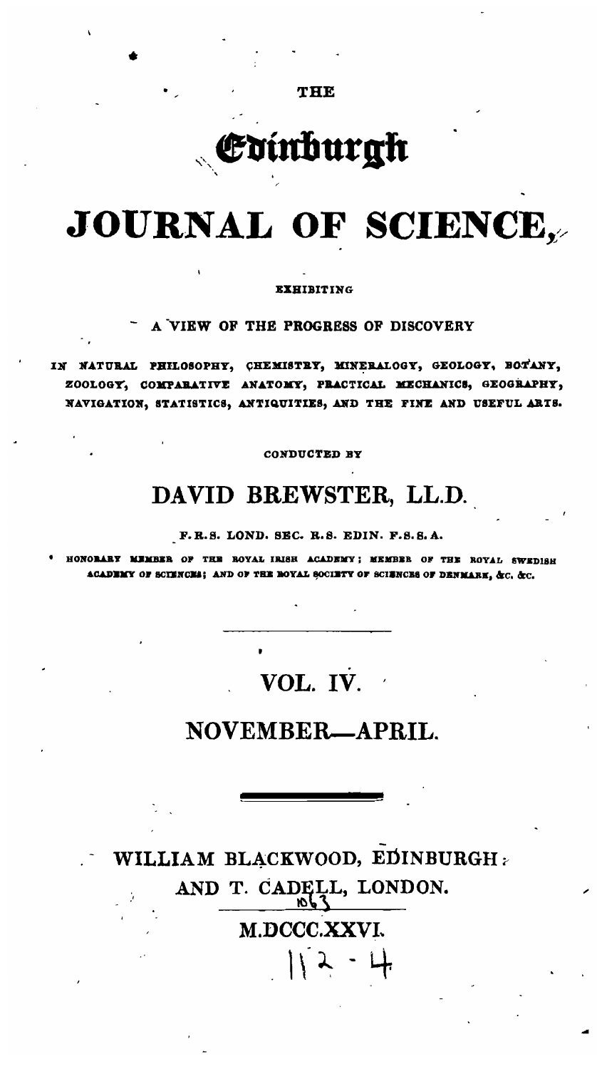THE

# Edinburgh

# JOURNAL OF SCIENCE,

EXHIBITING

A VIEW OF THE PROGRESS OF DISCOVERY

IN NATURAL PHILOSOPHY, CHEMISTRY, MINERALOGY, GEOLOGY, BOTANY, ZOOLOGY, COMPARATIVE ANATOMY, PRACTICAL MECHANICS, GEOGRAPHY, NAVIGATION, STATISTICS, ANTIQUITIES, AND THE FINE AND USEFUL ARTS.

CONDUCTED BY

## DAVID BREWSTER, LL.D.

F. R. S. LOND. SEC. R. S. EDIN. F. S. S. A.

HONORARY MEMBER OF THE ROYAL IRISH ACADEMY; MEMBER OF THE ROYAL SWEDISH ACADEMY OF SCIENCES; AND OF THE ROYAL SOCIETY OF SCIENCES OF DENMARK, &c. &c.

---

## VOL. IV.

## NOVEMBER—APRIL.

---

WILLIAM BLACKWOOD, EDINBURGH:
AND T. CADELL, LONDON.

1063

M.DCCC.XXVI.

112 - 4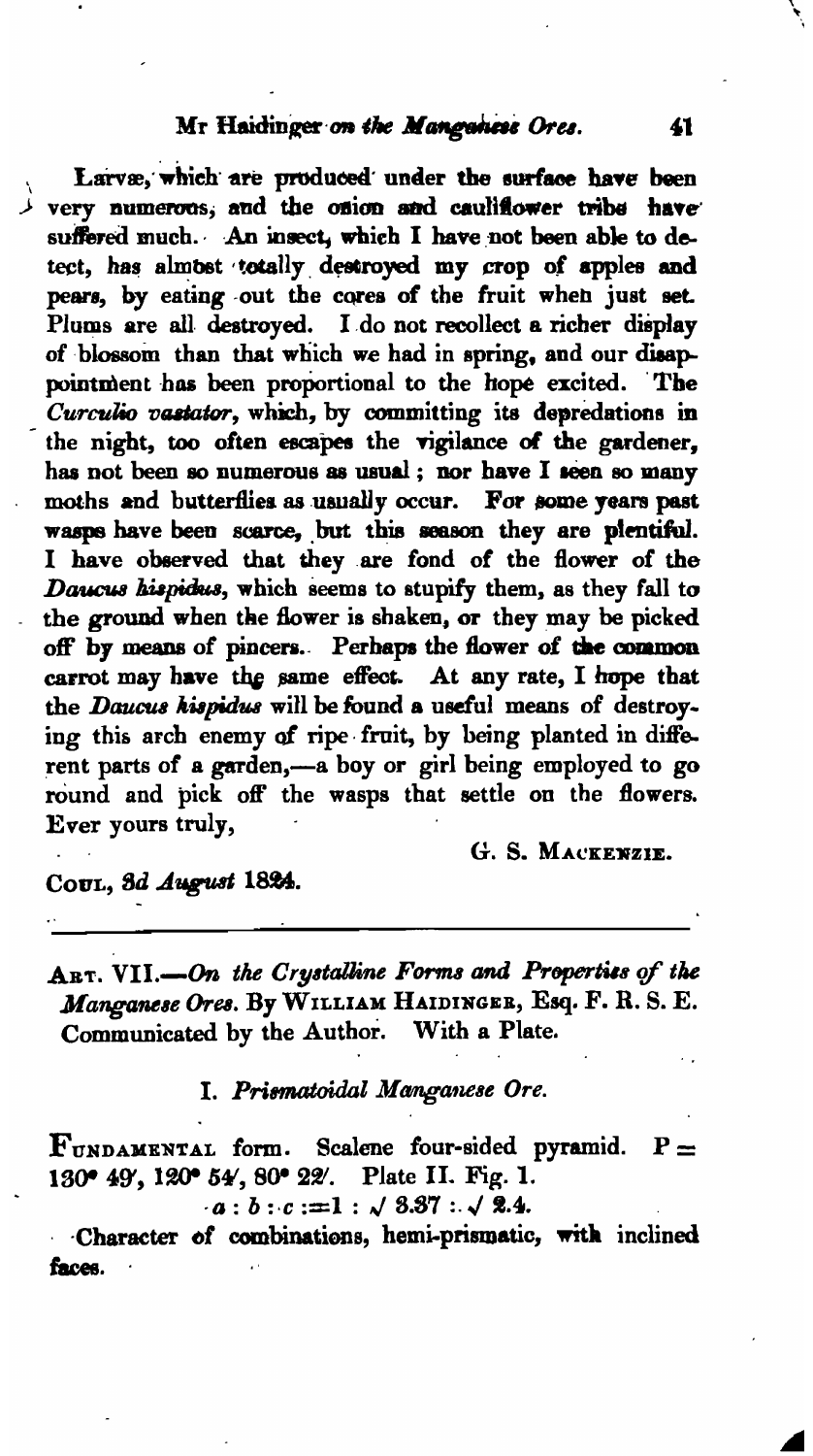Larvæ, which are produced under the surface have been very numerous, and the onion and cauliflower tribe have suffered much. An insect, which I have not been able to detect, has almost totally destroyed my crop of apples and pears, by eating out the cores of the fruit when just set. Plums are all destroyed. I do not recollect a richer display of blossom than that which we had in spring, and our disappointment has been proportional to the hope excited. The *Curculio vastator*, which, by committing its depredations in the night, too often escapes the vigilance of the gardener, has not been so numerous as usual; nor have I seen so many moths and butterflies as usually occur. For some years past wasps have been scarce, but this season they are plentiful. I have observed that they are fond of the flower of the *Daucus hispidus*, which seems to stupify them, as they fall to the ground when the flower is shaken, or they may be picked off by means of pincers. Perhaps the flower of the common carrot may have the same effect. At any rate, I hope that the *Daucus hispidus* will be found a useful means of destroying this arch enemy of ripe fruit, by being planted in different parts of a garden,—a boy or girl being employed to go round and pick off the wasps that settle on the flowers. Ever yours truly,

G. S. Mackenzie.

Coul, 3d *August* 1824.

---

## Art. VII.—*On the Crystalline Forms and Properties of the Manganese Ores.* By William Haidinger, Esq. F. R. S. E. Communicated by the Author. With a Plate.

### I. *Prismatoidal Manganese Ore.*

Fundamental form. Scalene four-sided pyramid. $P = 130° 49', 120° 54', 80° 22'$. Plate II. Fig. 1.

$$a : b : c = 1 : \sqrt{3.37} : \sqrt{2.4}.$$

Character of combinations, hemi-prismatic, with inclined faces.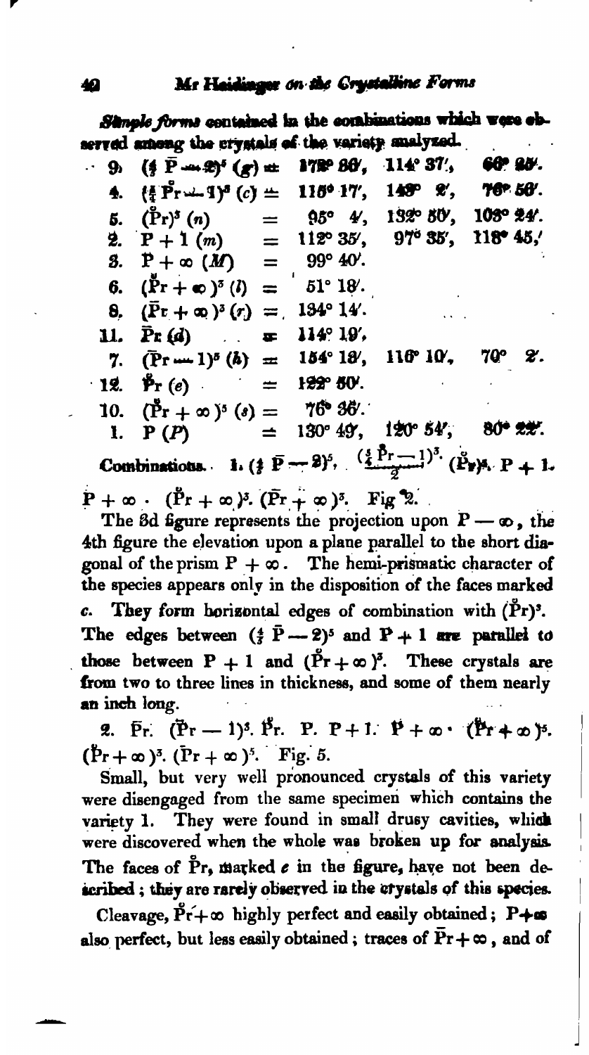*Simple forms contained in the combinations which were observed among the crystals of the variety analyzed.*

| | | | | |
|---|---|---|---|---|
| 9. | $(\frac{4}{3}\bar{P}-2)^5$ (*g*) = | 172° 36′, | 114° 37′, | 66° 25′. |
| 4. | $(\frac{4}{3}\overset{\circ}{P}r-1)^3$ (*c*) = | 116° 17′, | 148° 2′, | 76° 56′. |
| 5. | $(\overset{\circ}{P}r)^3$ (*n*) = | 95° 4′, | 132° 50′, | 103° 24′. |
| 2. | $P+1$ (*m*) = | 112° 35′, | 97° 35′, | 118° 45′. |
| 3. | $P+\infty$ (*M*) = | 99° 40′. | | |
| 6. | $(\overset{\circ}{P}r+\infty)^3$ (*l*) = | 51° 18′. | | |
| 8. | $(\bar{P}r+\infty)^3$ (*r*) = | 134° 14′. | | |
| 11. | $\bar{P}r$ (*d*) = | 114° 19′. | | |
| 7. | $(\bar{P}r-1)^5$ (*h*) = | 154° 18′, | 116° 10′, | 70° 2′. |
| 12. | $\overset{\circ}{P}r$ (*e*) = | 122° 50′. | | |
| 10. | $(\overset{\circ}{P}r+\infty)^5$ (*s*) = | 76° 36′. | | |
| 1. | $P$ (*P*) = | 130° 49′, | 120° 54′, | 80° 22′. |

Combinations. 1. $(\frac{4}{3}\bar{P}-2)^5$. $\frac{(\frac{4}{3}\overset{\circ}{P}r-1)^3}{2}$. $(\overset{\circ}{P}r)^3$. $P+1$. $P+\infty$. $(\overset{\circ}{P}r+\infty)^3$. $(\bar{P}r+\infty)^3$. Fig. 2.

The 3d figure represents the projection upon $P-\infty$, the 4th figure the elevation upon a plane parallel to the short diagonal of the prism $P+\infty$. The hemi-prismatic character of the species appears only in the disposition of the faces marked *c*. They form horizontal edges of combination with $(\overset{\circ}{P}r)^3$. The edges between $(\frac{4}{3}\bar{P}-2)^5$ and $P+1$ are parallel to those between $P+1$ and $(\overset{\circ}{P}r+\infty)^3$. These crystals are from two to three lines in thickness, and some of them nearly an inch long.

2. $\bar{P}r$. $(\bar{P}r-1)^5$. $\overset{\circ}{P}r$. P. $P+1$. $P+\infty$. $(\overset{\circ}{P}r+\infty)^5$. $(\overset{\circ}{P}r+\infty)^3$. $(\bar{P}r+\infty)^5$. Fig. 5.

Small, but very well pronounced crystals of this variety were disengaged from the same specimen which contains the variety 1. They were found in small drusy cavities, which were discovered when the whole was broken up for analysis. The faces of $\overset{\circ}{P}r$, marked *e* in the figure, have not been described; they are rarely observed in the crystals of this species.

Cleavage, $\overset{\circ}{P}r+\infty$ highly perfect and easily obtained; $P+\infty$ also perfect, but less easily obtained; traces of $\bar{P}r+\infty$, and of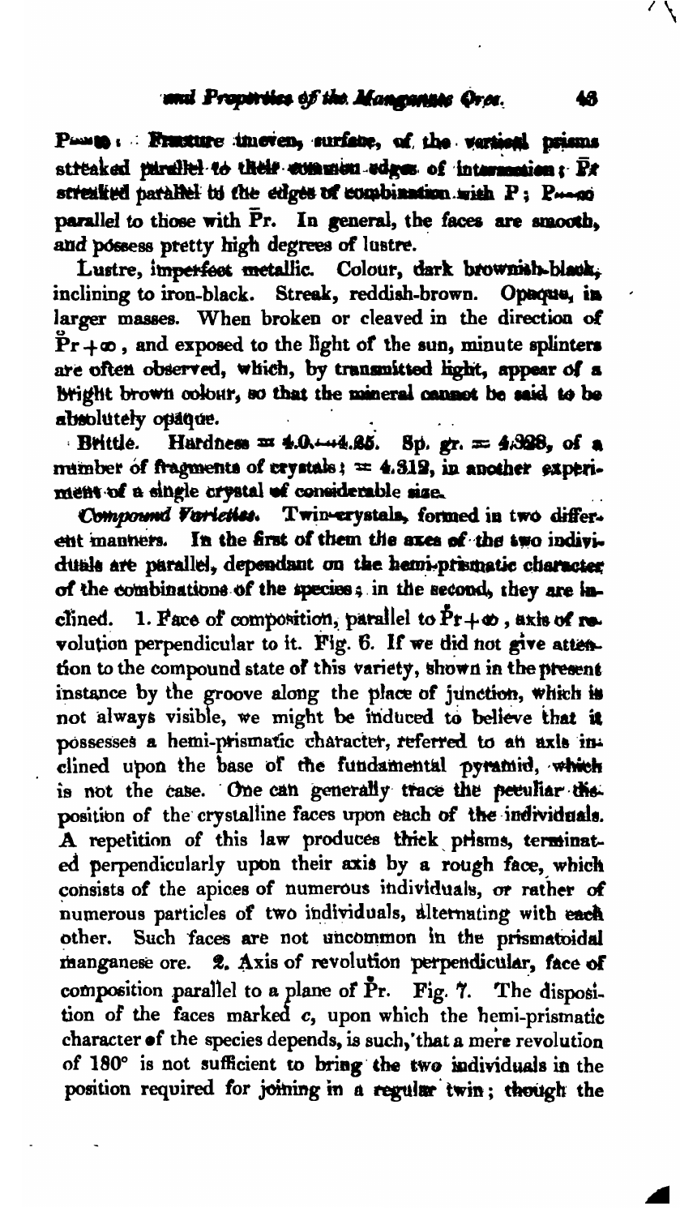P — ; Fracture uneven, surface, of the vertical prisms streaked parallel to their common edges of intersection; $\bar{P}r$ streaked parallel to the edges of combination with P; P — ∞ parallel to those with $\bar{P}r$. In general, the faces are smooth, and possess pretty high degrees of lustre.

Lustre, imperfect metallic. Colour, dark brownish-black, inclining to iron-black. Streak, reddish-brown. Opaque, in larger masses. When broken or cleaved in the direction of $\breve{P}r+\infty$, and exposed to the light of the sun, minute splinters are often observed, which, by transmitted light, appear of a bright brown colour, so that the mineral cannot be said to be absolutely opaque.

Brittle. Hardness = 4.0—4.25. Sp. gr. = 4.328, of a number of fragments of crystals; = 4.312, in another experiment of a single crystal of considerable size.

*Compound Varieties.* Twin-crystals, formed in two different manners. In the first of them the axes of the two individuals are parallel, dependant on the hemi-prismatic character of the combinations of the species; in the second, they are inclined. 1. Face of composition, parallel to $\breve{P}r+\infty$, axis of revolution perpendicular to it. Fig. 6. If we did not give attention to the compound state of this variety, shown in the present instance by the groove along the place of junction, which is not always visible, we might be induced to believe that it possesses a hemi-prismatic character, referred to an axis inclined upon the base of the fundamental pyramid, which is not the case. One can generally trace the peculiar disposition of the crystalline faces upon each of the individuals. A repetition of this law produces thick prisms, terminated perpendicularly upon their axis by a rough face, which consists of the apices of numerous individuals, or rather of numerous particles of two individuals, alternating with each other. Such faces are not uncommon in the prismatoidal manganese ore. 2. Axis of revolution perpendicular, face of composition parallel to a plane of $\breve{P}r$. Fig. 7. The disposition of the faces marked *c*, upon which the hemi-prismatic character of the species depends, is such, that a mere revolution of 180° is not sufficient to bring the two individuals in the position required for joining in a regular twin; though the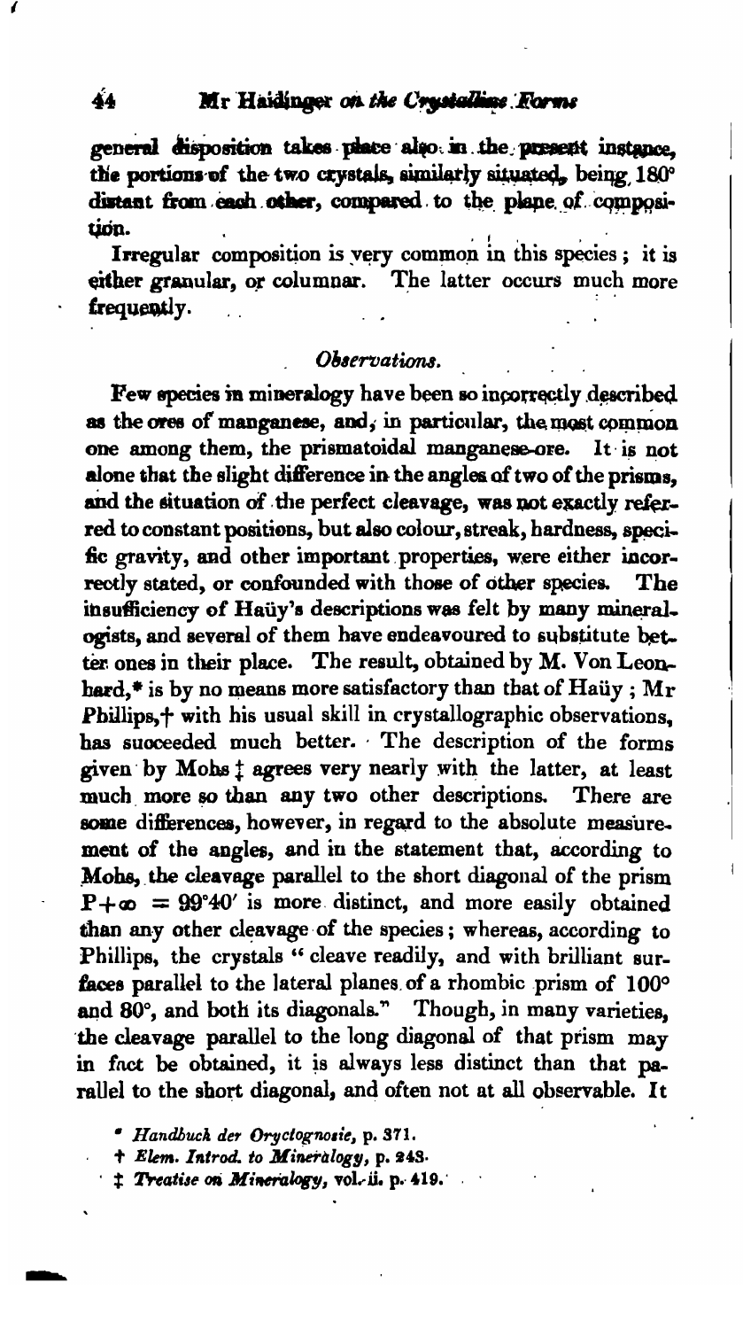general disposition takes place also in the present instance, the portions of the two crystals, similarly situated, being 180° distant from each other, compared to the plane of composition.

Irregular composition is very common in this species; it is either granular, or columnar. The latter occurs much more frequently.

### *Observations.*

Few species in mineralogy have been so incorrectly described as the ores of manganese, and, in particular, the most common one among them, the prismatoidal manganese-ore. It is not alone that the slight difference in the angles of two of the prisms, and the situation of the perfect cleavage, was not exactly referred to constant positions, but also colour, streak, hardness, specific gravity, and other important properties, were either incorrectly stated, or confounded with those of other species. The insufficiency of Haüy's descriptions was felt by many mineralogists, and several of them have endeavoured to substitute better ones in their place. The result, obtained by M. Von Leonhard,* is by no means more satisfactory than that of Haüy; Mr Phillips,† with his usual skill in crystallographic observations, has succeeded much better. The description of the forms given by Mohs ‡ agrees very nearly with the latter, at least much more so than any two other descriptions. There are some differences, however, in regard to the absolute measurement of the angles, and in the statement that, according to Mohs, the cleavage parallel to the short diagonal of the prism $P+\infty = 99°40'$ is more distinct, and more easily obtained than any other cleavage of the species; whereas, according to Phillips, the crystals "cleave readily, and with brilliant surfaces parallel to the lateral planes of a rhombic prism of 100° and 80°, and both its diagonals." Though, in many varieties, the cleavage parallel to the long diagonal of that prism may in fact be obtained, it is always less distinct than that parallel to the short diagonal, and often not at all observable. It

\* *Handbuch der Oryctognosie*, p. 371.

† *Elem. Introd. to Mineralogy*, p. 243.

‡ *Treatise on Mineralogy*, vol. ii. p. 419.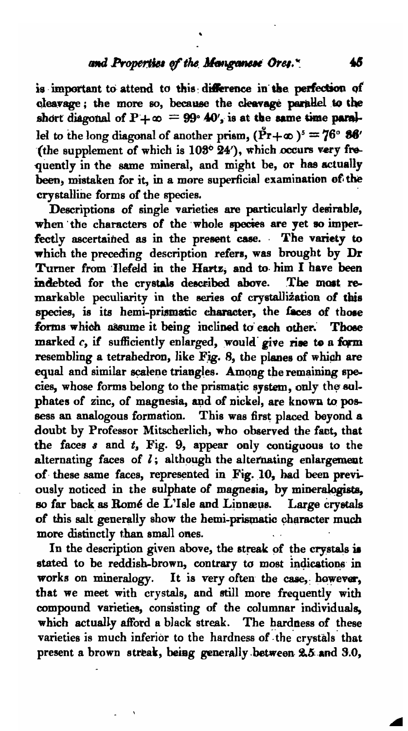is important to attend to this difference in the perfection of cleavage; the more so, because the cleavage parallel to the short diagonal of $P + \infty = 99° 40'$, is at the same time parallel to the long diagonal of another prism, $(\mathring{P}r + \infty)^5 = 76° 36'$ (the supplement of which is $103° 24'$), which occurs very frequently in the same mineral, and might be, or has actually been, mistaken for it, in a more superficial examination of the crystalline forms of the species.

Descriptions of single varieties are particularly desirable, when the characters of the whole species are yet so imperfectly ascertained as in the present case. The variety to which the preceding description refers, was brought by Dr Turner from Ilefeld in the Hartz, and to him I have been indebted for the crystals described above. The most remarkable peculiarity in the series of crystallization of this species, is its hemi-prismatic character, the faces of those forms which assume it being inclined to each other. Those marked *c*, if sufficiently enlarged, would give rise to a form resembling a tetrahedron, like Fig. 8, the planes of which are equal and similar scalene triangles. Among the remaining species, whose forms belong to the prismatic system, only the sulphates of zinc, of magnesia, and of nickel, are known to possess an analogous formation. This was first placed beyond a doubt by Professor Mitscherlich, who observed the fact, that the faces *s* and *t*, Fig. 9, appear only contiguous to the alternating faces of *l*; although the alternating enlargement of these same faces, represented in Fig. 10, had been previously noticed in the sulphate of magnesia, by mineralogists, so far back as Romé de L'Isle and Linnæus. Large crystals of this salt generally show the hemi-prismatic character much more distinctly than small ones.

In the description given above, the streak of the crystals is stated to be reddish-brown, contrary to most indications in works on mineralogy. It is very often the case, however, that we meet with crystals, and still more frequently with compound varieties, consisting of the columnar individuals, which actually afford a black streak. The hardness of these varieties is much inferior to the hardness of the crystals that present a brown streak, being generally between 2.5 and 3.0,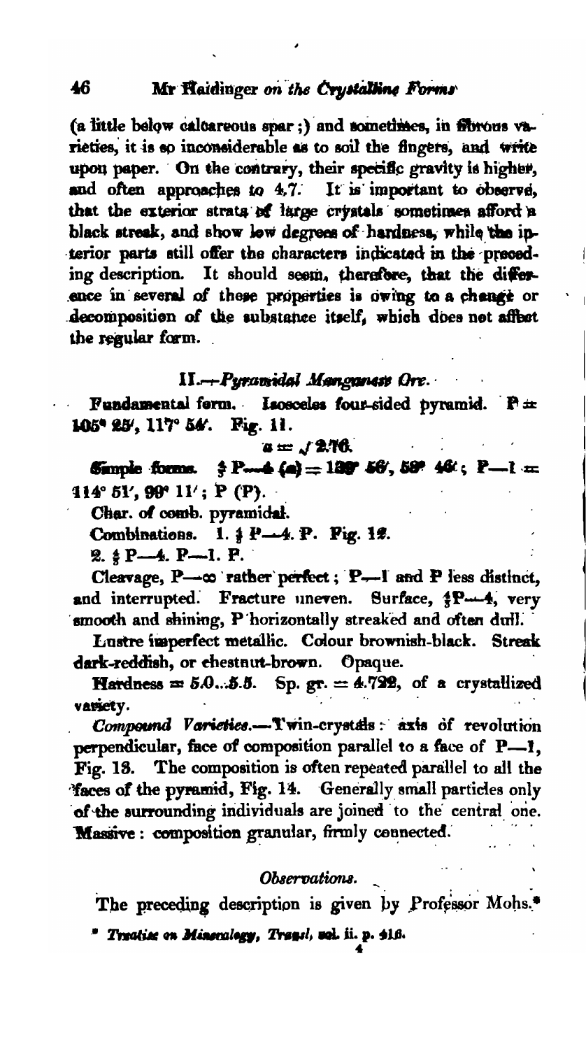(a little below calcareous spar;) and sometimes, in fibrous varieties, it is so inconsiderable as to soil the fingers, and write upon paper. On the contrary, their specific gravity is higher, and often approaches to 4.7. It is important to observe, that the exterior strata of large crystals sometimes afford a black streak, and show low degrees of hardness, while the interior parts still offer the characters indicated in the preceding description. It should seem, therefore, that the difference in several of these properties is owing to a change or decomposition of the substance itself, which does not affect the regular form.

## II.—*Pyramidal Manganese Ore.*

Fundamental form. Isosceles four-sided pyramid. P = 105° 25′, 117° 54′. Fig. 11.

$$a = \sqrt{2.76}$$

Simple forms. $\frac{3}{5}$ P—4 (*a*) = 139° 56′, 59° 46′; P—1 = 114° 51′, 99° 11′; P (P).

Char. of comb. pyramidal.

Combinations. 1. $\frac{3}{5}$ P—4. P. Fig. 12.

2. $\frac{3}{5}$ P—4. P—1. P.

Cleavage, P—∞ rather perfect; P—1 and P less distinct, and interrupted. Fracture uneven. Surface, $\frac{3}{5}$P—4, very smooth and shining, P horizontally streaked and often dull.

Lustre imperfect metallic. Colour brownish-black. Streak dark-reddish, or chestnut-brown. Opaque.

Hardness = 5.0...5.5. Sp. gr. = 4.722, of a crystallized variety.

*Compound Varieties.*—Twin-crystals: axis of revolution perpendicular, face of composition parallel to a face of P—1, Fig. 13. The composition is often repeated parallel to all the faces of the pyramid, Fig. 14. Generally small particles only of the surrounding individuals are joined to the central one. Massive: composition granular, firmly connected.

### *Observations.*

The preceding description is given by Professor Mohs.*

\* *Treatise on Mineralogy, Transl,* vol. ii. p. 418.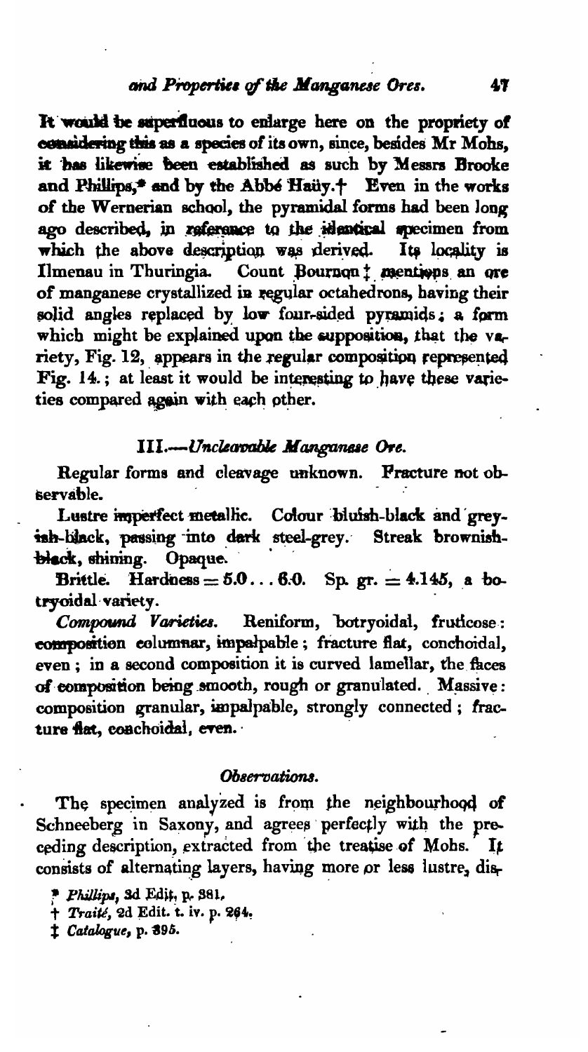It would be superfluous to enlarge here on the propriety of considering this as a species of its own, since, besides Mr Mohs, it has likewise been established as such by Messrs Brooke and Phillips,* and by the Abbé Haüy.† Even in the works of the Wernerian school, the pyramidal forms had been long ago described, in reference to the identical specimen from which the above description was derived. Its locality is Ilmenau in Thuringia. Count Bournon ‡ mentions an ore of manganese crystallized in regular octahedrons, having their solid angles replaced by low four-sided pyramids; a form which might be explained upon the supposition, that the variety, Fig. 12, appears in the regular composition represented Fig. 14.; at least it would be interesting to have these varieties compared again with each other.

### III.—*Uncleavable Manganese Ore.*

Regular forms and cleavage unknown. Fracture not observable.

Lustre imperfect metallic. Colour bluish-black and greyish-black, passing into dark steel-grey. Streak brownish-black, shining. Opaque.

Brittle. Hardness = 5.0 . . . 6.0. Sp. gr. = 4.145, a botryoidal variety.

*Compound Varieties.* Reniform, botryoidal, fruticose: composition columnar, impalpable; fracture flat, conchoidal, even; in a second composition it is curved lamellar, the faces of composition being smooth, rough or granulated. Massive: composition granular, impalpable, strongly connected; fracture flat, conchoidal, even.

#### *Observations.*

The specimen analyzed is from the neighbourhood of Schneeberg in Saxony, and agrees perfectly with the preceding description, extracted from the treatise of Mohs. It consists of alternating layers, having more or less lustre, dis-

\* *Phillips*, 3d Edit. p. 381.

† *Traité*, 2d Edit. t. iv. p. 264.

‡ *Catalogue*, p. 395.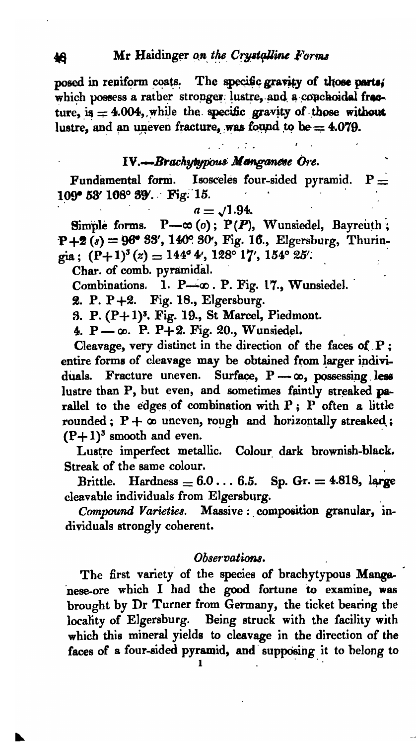posed in reniform coats. The specific gravity of those parts, which possess a rather stronger lustre, and a conchoidal fracture, is = 4.004, while the specific gravity of those without lustre, and an uneven fracture, was found to be = 4.079.

## IV.—*Brachytypous Manganese Ore.*

Fundamental form. Isosceles four-sided pyramid. P = 109° 53′ 108° 39′. Fig. 15.

$$a = \sqrt{1.94}.$$

Simple forms. $P-\infty$ (*o*); P(*P*), Wunsiedel, Bayreuth; $P+2$ (*s*) = 96° 33′, 140° 30′, Fig. 16., Elgersburg, Thuringia; $(P+1)^3$ (*z*) = 144° 4′, 128° 17′, 154° 25′.

Char. of comb. pyramidal.

Combinations. 1. $P-\infty$. P. Fig. 17., Wunsiedel.

2. P. $P+2$. Fig. 18., Elgersburg.

3. P. $(P+1)^3$. Fig. 19., St Marcel, Piedmont.

4. $P-\infty$. P. $P+2$. Fig. 20., Wunsiedel.

Cleavage, very distinct in the direction of the faces of P; entire forms of cleavage may be obtained from larger individuals. Fracture uneven. Surface, $P-\infty$, possessing less lustre than P, but even, and sometimes faintly streaked parallel to the edges of combination with P; P often a little rounded; $P+\infty$ uneven, rough and horizontally streaked; $(P+1)^3$ smooth and even.

Lustre imperfect metallic. Colour dark brownish-black. Streak of the same colour.

Brittle. Hardness = 6.0 ... 6.5. Sp. Gr. = 4.818, large cleavable individuals from Elgersburg.

*Compound Varieties.* Massive: composition granular, individuals strongly coherent.

### *Observations.*

The first variety of the species of brachytypous Manganese-ore which I had the good fortune to examine, was brought by Dr Turner from Germany, the ticket bearing the locality of Elgersburg. Being struck with the facility with which this mineral yields to cleavage in the direction of the faces of a four-sided pyramid, and supposing it to belong to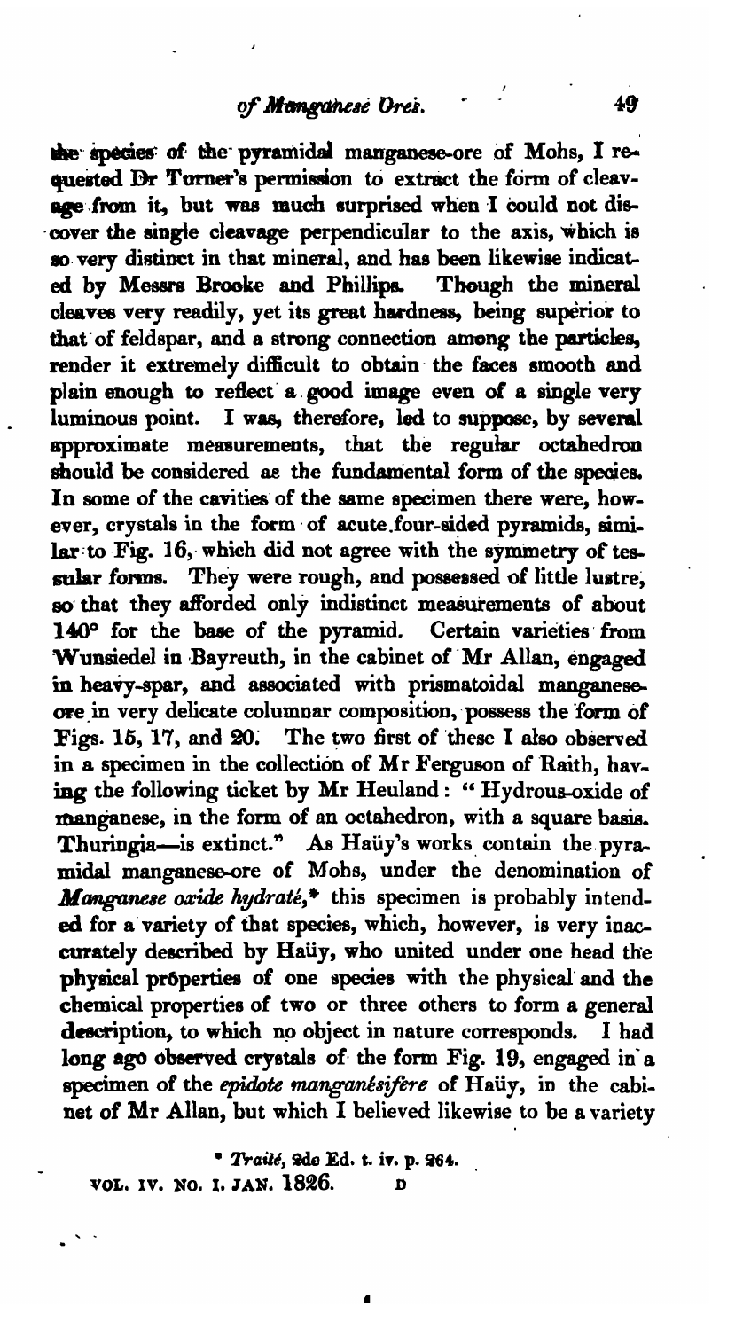the species of the pyramidal manganese-ore of Mohs, I requested Dr Turner's permission to extract the form of cleavage from it, but was much surprised when I could not discover the single cleavage perpendicular to the axis, which is so very distinct in that mineral, and has been likewise indicated by Messrs Brooke and Phillips. Though the mineral cleaves very readily, yet its great hardness, being superior to that of feldspar, and a strong connection among the particles, render it extremely difficult to obtain the faces smooth and plain enough to reflect a good image even of a single very luminous point. I was, therefore, led to suppose, by several approximate measurements, that the regular octahedron should be considered as the fundamental form of the species. In some of the cavities of the same specimen there were, however, crystals in the form of acute four-sided pyramids, similar to Fig. 16, which did not agree with the symmetry of tessular forms. They were rough, and possessed of little lustre, so that they afforded only indistinct measurements of about 140° for the base of the pyramid. Certain varieties from Wunsiedel in Bayreuth, in the cabinet of Mr Allan, engaged in heavy-spar, and associated with prismatoidal manganese-ore in very delicate columnar composition, possess the form of Figs. 15, 17, and 20. The two first of these I also observed in a specimen in the collection of Mr Ferguson of Raith, having the following ticket by Mr Heuland: "Hydrous-oxide of manganese, in the form of an octahedron, with a square basis. Thuringia—is extinct." As Haüy's works contain the pyramidal manganese-ore of Mohs, under the denomination of *Manganese oxide hydraté*,* this specimen is probably intended for a variety of that species, which, however, is very inaccurately described by Haüy, who united under one head the physical properties of one species with the physical and the chemical properties of two or three others to form a general description, to which no object in nature corresponds. I had long ago observed crystals of the form Fig. 19, engaged in a specimen of the *epidote manganésifère* of Haüy, in the cabinet of Mr Allan, but which I believed likewise to be a variety

\* *Traité*, 2de Ed. t. iv. p. 264.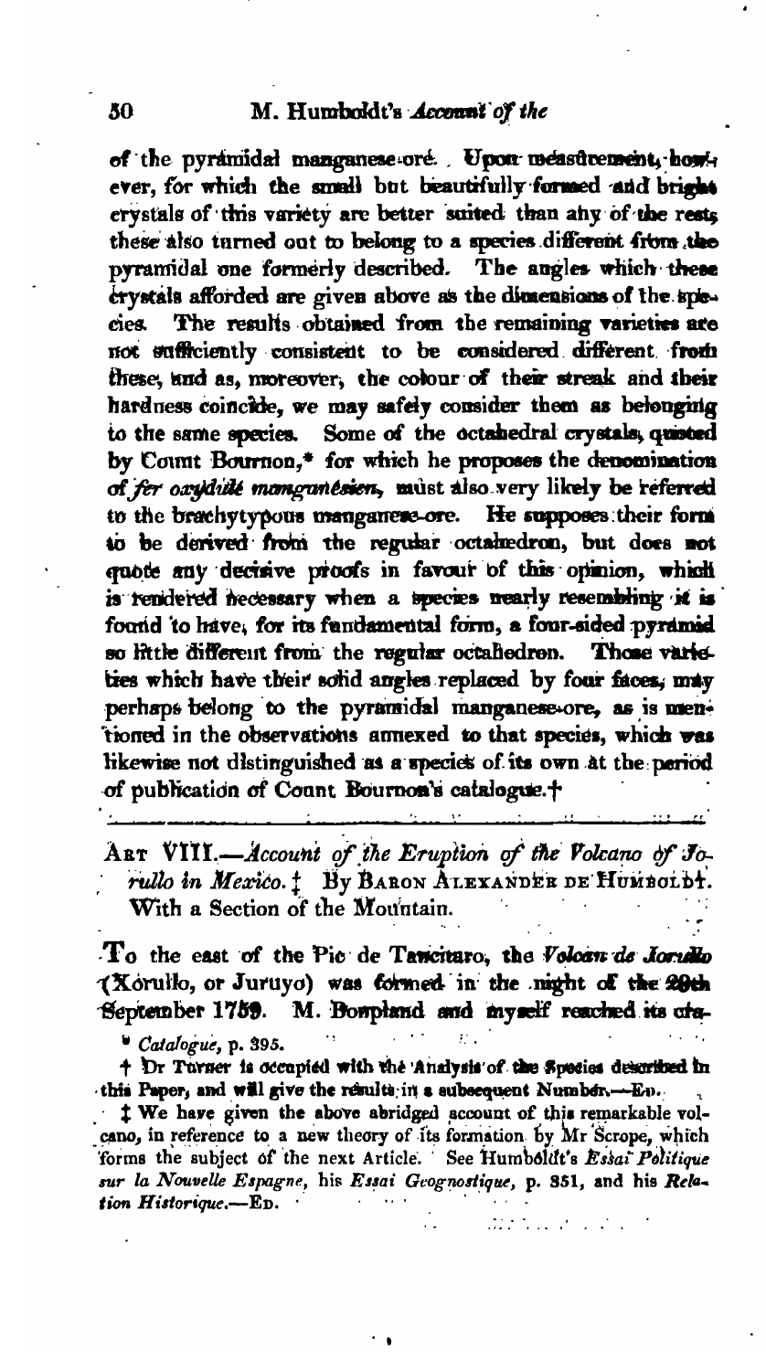of the pyramidal manganese-ore. Upon measurement, however, for which the small but beautifully formed and bright crystals of this variety are better suited than any of the rest, these also turned out to belong to a species different from the pyramidal one formerly described. The angles which these crystals afforded are given above as the dimensions of the species. The results obtained from the remaining varieties are not sufficiently consistent to be considered different from these, and as, moreover, the colour of their streak and their hardness coincide, we may safely consider them as belonging to the same species. Some of the octahedral crystals, quoted by Count Bournon,* for which he proposes the denomination of *fer oxydulé manganésien*, must also very likely be referred to the brachytypous manganese-ore. He supposes their form to be derived from the regular octahedron, but does not quote any decisive proofs in favour of this opinion, which is rendered necessary when a species nearly resembling it is found to have, for its fundamental form, a four-sided pyramid so little different from the regular octahedron. Those varieties which have their solid angles replaced by four faces, may perhaps belong to the pyramidal manganese-ore, as is mentioned in the observations annexed to that species, which was likewise not distinguished as a species of its own at the period of publication of Count Bournon's catalogue.†

---

## ART VIII.—*Account of the Eruption of the Volcano of Jorullo in Mexico.*‡ By BARON ALEXANDER DE HUMBOLDT. With a Section of the Mountain.

To the east of the Pic de Tancitaro, the *Volcan de Jorullo* (Xorullo, or Juruyo) was formed in the night of the 29th September 1759. M. Bonpland and myself reached its cra-

---

* *Catalogue*, p. 395.

† Dr Turner is occupied with the Analysis of the Species described in this Paper, and will give the results in a subsequent Number.—ED.

‡ We have given the above abridged account of this remarkable volcano, in reference to a new theory of its formation by Mr Scrope, which forms the subject of the next Article. See Humboldt's *Essai Politique sur la Nouvelle Espagne*, his *Essai Geognostique*, p. 351, and his *Relation Historique*.—ED.